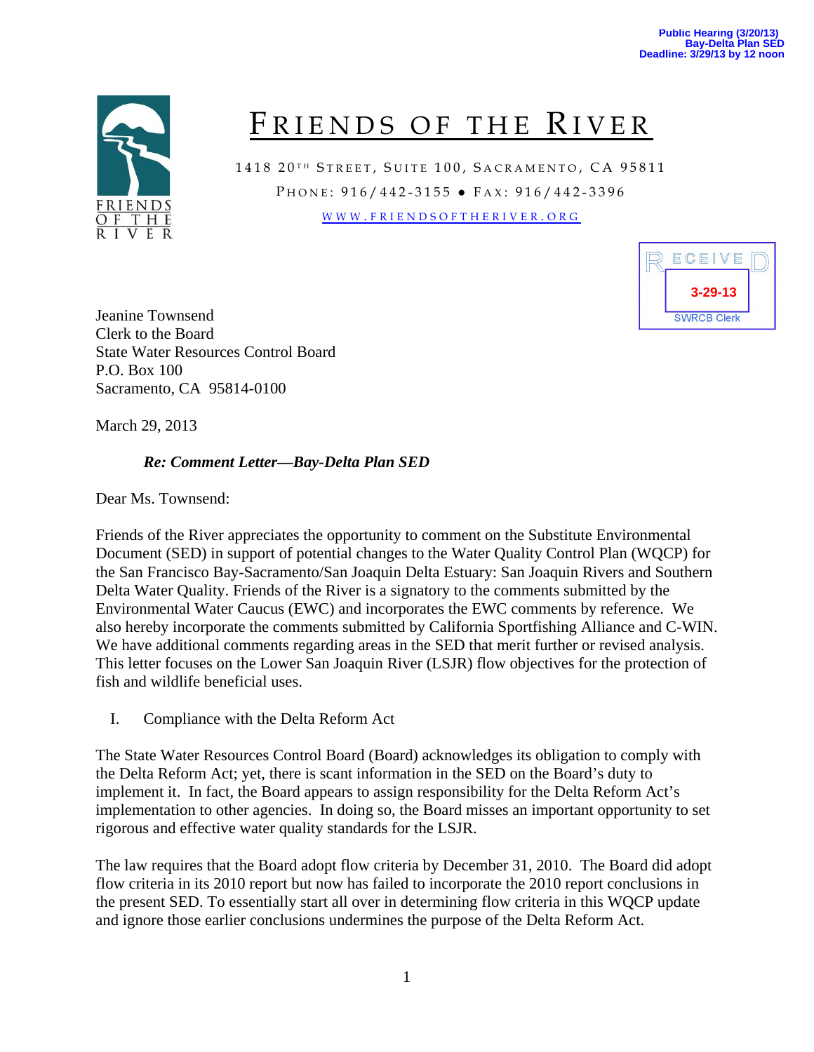Public Hearing (3/20/13)
Bay-Delta Plan SED
Deadline: 3/29/13 by 12 noon

# FRIENDS OF THE RIVER

1418 20TH STREET, SUITE 100, SACRAMENTO, CA 95811
PHONE: 916/442-3155 ● FAX: 916/442-3396
WWW.FRIENDSOFTHERIVER.ORG

RECEIVED
3-29-13
SWRCB Clerk

Jeanine Townsend
Clerk to the Board
State Water Resources Control Board
P.O. Box 100
Sacramento, CA 95814-0100

March 29, 2013

***Re: Comment Letter—Bay-Delta Plan SED***

Dear Ms. Townsend:

Friends of the River appreciates the opportunity to comment on the Substitute Environmental Document (SED) in support of potential changes to the Water Quality Control Plan (WQCP) for the San Francisco Bay-Sacramento/San Joaquin Delta Estuary: San Joaquin Rivers and Southern Delta Water Quality. Friends of the River is a signatory to the comments submitted by the Environmental Water Caucus (EWC) and incorporates the EWC comments by reference. We also hereby incorporate the comments submitted by California Sportfishing Alliance and C-WIN. We have additional comments regarding areas in the SED that merit further or revised analysis. This letter focuses on the Lower San Joaquin River (LSJR) flow objectives for the protection of fish and wildlife beneficial uses.

## I. Compliance with the Delta Reform Act

The State Water Resources Control Board (Board) acknowledges its obligation to comply with the Delta Reform Act; yet, there is scant information in the SED on the Board's duty to implement it. In fact, the Board appears to assign responsibility for the Delta Reform Act's implementation to other agencies. In doing so, the Board misses an important opportunity to set rigorous and effective water quality standards for the LSJR.

The law requires that the Board adopt flow criteria by December 31, 2010. The Board did adopt flow criteria in its 2010 report but now has failed to incorporate the 2010 report conclusions in the present SED. To essentially start all over in determining flow criteria in this WQCP update and ignore those earlier conclusions undermines the purpose of the Delta Reform Act.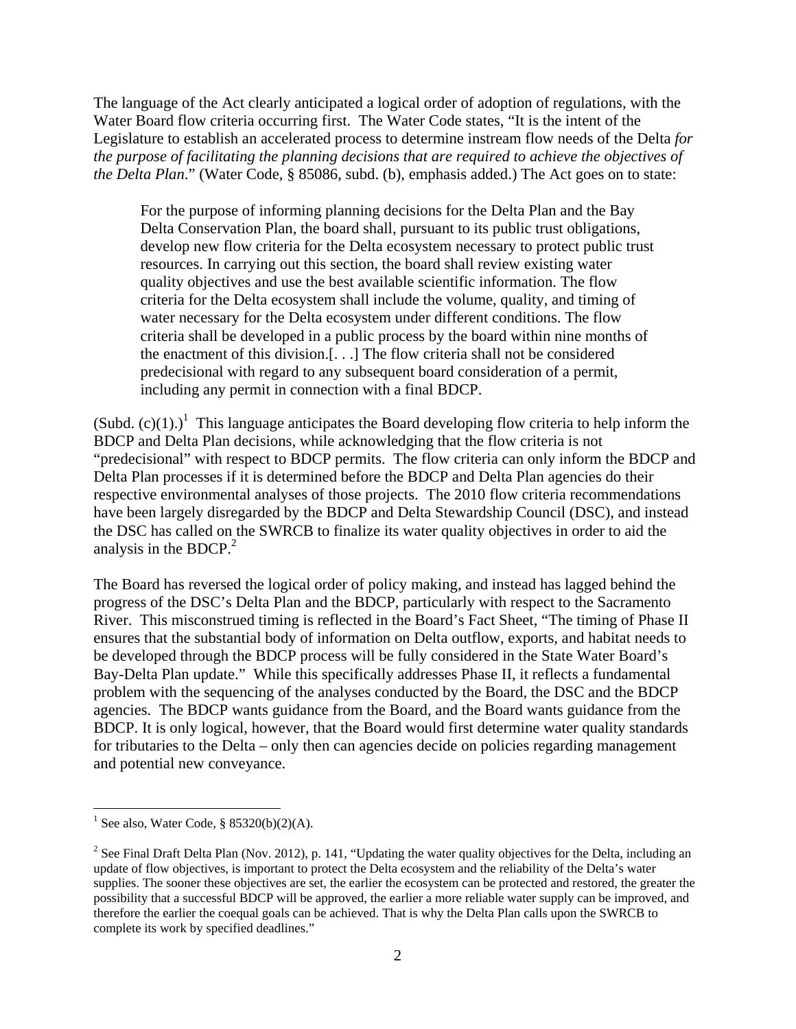The language of the Act clearly anticipated a logical order of adoption of regulations, with the Water Board flow criteria occurring first. The Water Code states, "It is the intent of the Legislature to establish an accelerated process to determine instream flow needs of the Delta *for the purpose of facilitating the planning decisions that are required to achieve the objectives of the Delta Plan*." (Water Code, § 85086, subd. (b), emphasis added.) The Act goes on to state:

> For the purpose of informing planning decisions for the Delta Plan and the Bay Delta Conservation Plan, the board shall, pursuant to its public trust obligations, develop new flow criteria for the Delta ecosystem necessary to protect public trust resources. In carrying out this section, the board shall review existing water quality objectives and use the best available scientific information. The flow criteria for the Delta ecosystem shall include the volume, quality, and timing of water necessary for the Delta ecosystem under different conditions. The flow criteria shall be developed in a public process by the board within nine months of the enactment of this division.[. . .] The flow criteria shall not be considered predecisional with regard to any subsequent board consideration of a permit, including any permit in connection with a final BDCP.

(Subd. (c)(1).)[1] This language anticipates the Board developing flow criteria to help inform the BDCP and Delta Plan decisions, while acknowledging that the flow criteria is not "predecisional" with respect to BDCP permits. The flow criteria can only inform the BDCP and Delta Plan processes if it is determined before the BDCP and Delta Plan agencies do their respective environmental analyses of those projects. The 2010 flow criteria recommendations have been largely disregarded by the BDCP and Delta Stewardship Council (DSC), and instead the DSC has called on the SWRCB to finalize its water quality objectives in order to aid the analysis in the BDCP.[2]

The Board has reversed the logical order of policy making, and instead has lagged behind the progress of the DSC's Delta Plan and the BDCP, particularly with respect to the Sacramento River. This misconstrued timing is reflected in the Board's Fact Sheet, "The timing of Phase II ensures that the substantial body of information on Delta outflow, exports, and habitat needs to be developed through the BDCP process will be fully considered in the State Water Board's Bay-Delta Plan update." While this specifically addresses Phase II, it reflects a fundamental problem with the sequencing of the analyses conducted by the Board, the DSC and the BDCP agencies. The BDCP wants guidance from the Board, and the Board wants guidance from the BDCP. It is only logical, however, that the Board would first determine water quality standards for tributaries to the Delta – only then can agencies decide on policies regarding management and potential new conveyance.

---

[1] See also, Water Code, § 85320(b)(2)(A).

[2] See Final Draft Delta Plan (Nov. 2012), p. 141, "Updating the water quality objectives for the Delta, including an update of flow objectives, is important to protect the Delta ecosystem and the reliability of the Delta's water supplies. The sooner these objectives are set, the earlier the ecosystem can be protected and restored, the greater the possibility that a successful BDCP will be approved, the earlier a more reliable water supply can be improved, and therefore the earlier the coequal goals can be achieved. That is why the Delta Plan calls upon the SWRCB to complete its work by specified deadlines."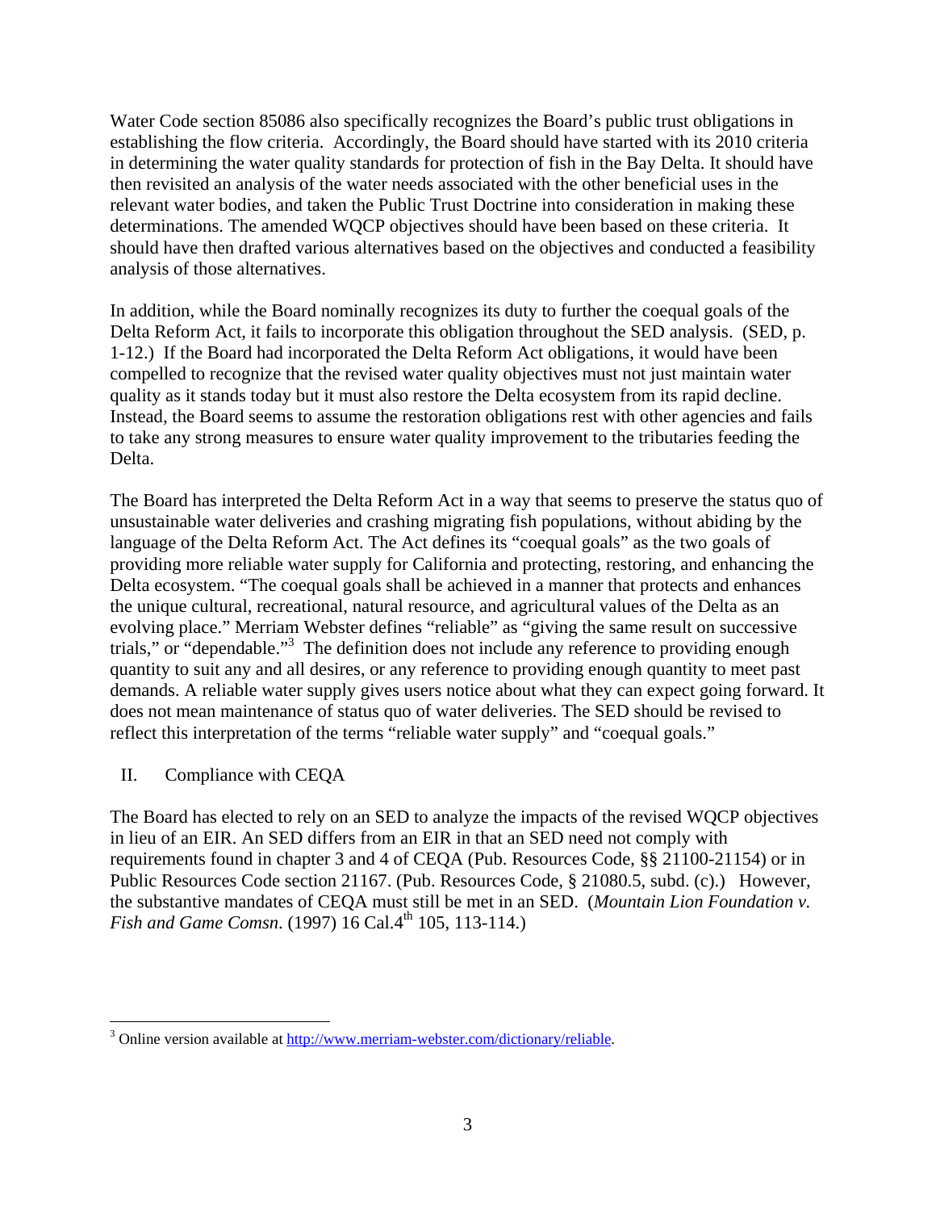Water Code section 85086 also specifically recognizes the Board's public trust obligations in establishing the flow criteria. Accordingly, the Board should have started with its 2010 criteria in determining the water quality standards for protection of fish in the Bay Delta. It should have then revisited an analysis of the water needs associated with the other beneficial uses in the relevant water bodies, and taken the Public Trust Doctrine into consideration in making these determinations. The amended WQCP objectives should have been based on these criteria. It should have then drafted various alternatives based on the objectives and conducted a feasibility analysis of those alternatives.

In addition, while the Board nominally recognizes its duty to further the coequal goals of the Delta Reform Act, it fails to incorporate this obligation throughout the SED analysis. (SED, p. 1-12.) If the Board had incorporated the Delta Reform Act obligations, it would have been compelled to recognize that the revised water quality objectives must not just maintain water quality as it stands today but it must also restore the Delta ecosystem from its rapid decline. Instead, the Board seems to assume the restoration obligations rest with other agencies and fails to take any strong measures to ensure water quality improvement to the tributaries feeding the Delta.

The Board has interpreted the Delta Reform Act in a way that seems to preserve the status quo of unsustainable water deliveries and crashing migrating fish populations, without abiding by the language of the Delta Reform Act. The Act defines its "coequal goals" as the two goals of providing more reliable water supply for California and protecting, restoring, and enhancing the Delta ecosystem. "The coequal goals shall be achieved in a manner that protects and enhances the unique cultural, recreational, natural resource, and agricultural values of the Delta as an evolving place." Merriam Webster defines "reliable" as "giving the same result on successive trials," or "dependable."[3] The definition does not include any reference to providing enough quantity to suit any and all desires, or any reference to providing enough quantity to meet past demands. A reliable water supply gives users notice about what they can expect going forward. It does not mean maintenance of status quo of water deliveries. The SED should be revised to reflect this interpretation of the terms "reliable water supply" and "coequal goals."

## II. Compliance with CEQA

The Board has elected to rely on an SED to analyze the impacts of the revised WQCP objectives in lieu of an EIR. An SED differs from an EIR in that an SED need not comply with requirements found in chapter 3 and 4 of CEQA (Pub. Resources Code, §§ 21100-21154) or in Public Resources Code section 21167. (Pub. Resources Code, § 21080.5, subd. (c).) However, the substantive mandates of CEQA must still be met in an SED. (*Mountain Lion Foundation v. Fish and Game Comsn*. (1997) 16 Cal.4th 105, 113-114.)

---

[3] Online version available at http://www.merriam-webster.com/dictionary/reliable.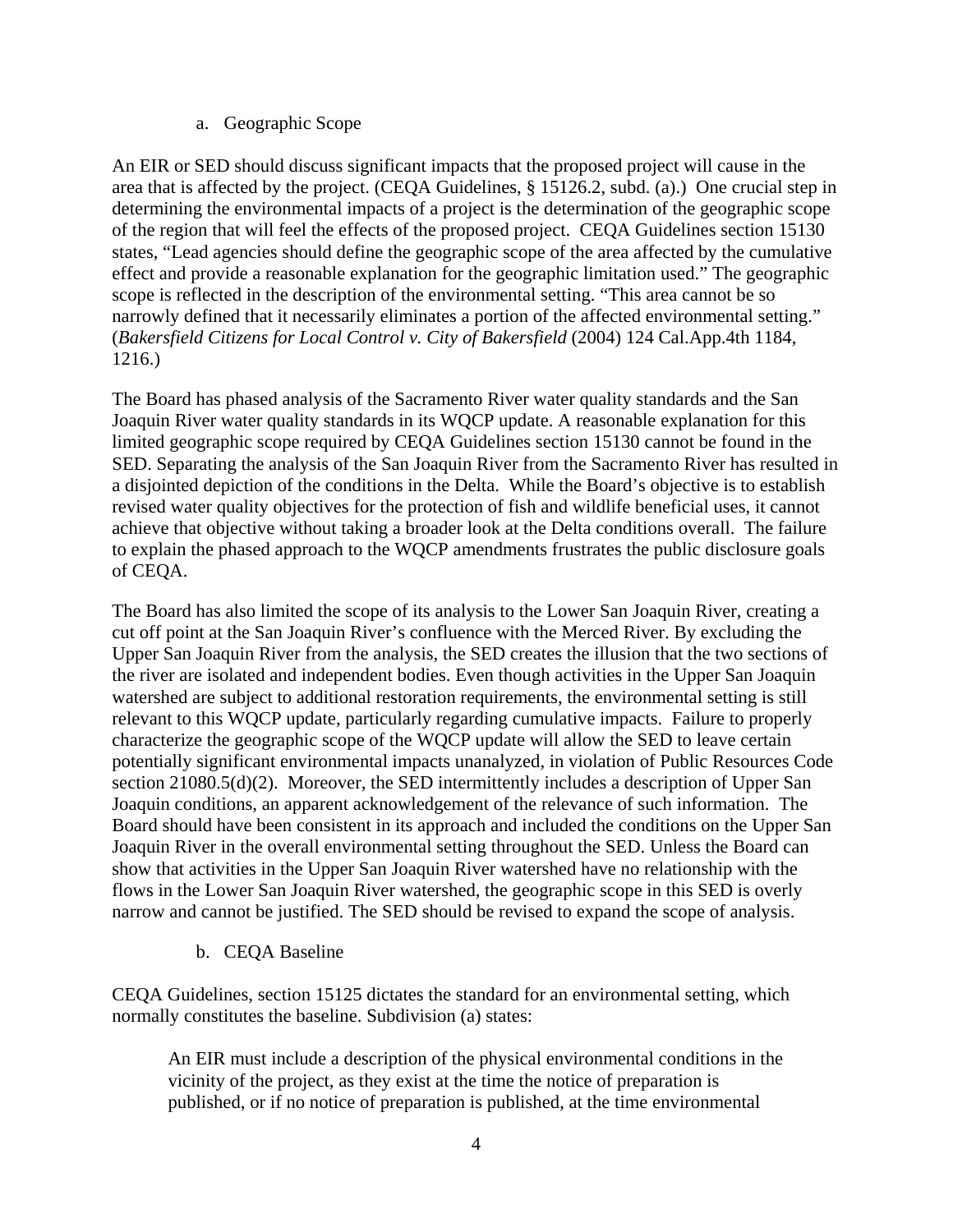a. Geographic Scope

An EIR or SED should discuss significant impacts that the proposed project will cause in the area that is affected by the project. (CEQA Guidelines, § 15126.2, subd. (a).) One crucial step in determining the environmental impacts of a project is the determination of the geographic scope of the region that will feel the effects of the proposed project. CEQA Guidelines section 15130 states, "Lead agencies should define the geographic scope of the area affected by the cumulative effect and provide a reasonable explanation for the geographic limitation used." The geographic scope is reflected in the description of the environmental setting. "This area cannot be so narrowly defined that it necessarily eliminates a portion of the affected environmental setting." (*Bakersfield Citizens for Local Control v. City of Bakersfield* (2004) 124 Cal.App.4th 1184, 1216.)

The Board has phased analysis of the Sacramento River water quality standards and the San Joaquin River water quality standards in its WQCP update. A reasonable explanation for this limited geographic scope required by CEQA Guidelines section 15130 cannot be found in the SED. Separating the analysis of the San Joaquin River from the Sacramento River has resulted in a disjointed depiction of the conditions in the Delta. While the Board's objective is to establish revised water quality objectives for the protection of fish and wildlife beneficial uses, it cannot achieve that objective without taking a broader look at the Delta conditions overall. The failure to explain the phased approach to the WQCP amendments frustrates the public disclosure goals of CEQA.

The Board has also limited the scope of its analysis to the Lower San Joaquin River, creating a cut off point at the San Joaquin River's confluence with the Merced River. By excluding the Upper San Joaquin River from the analysis, the SED creates the illusion that the two sections of the river are isolated and independent bodies. Even though activities in the Upper San Joaquin watershed are subject to additional restoration requirements, the environmental setting is still relevant to this WQCP update, particularly regarding cumulative impacts. Failure to properly characterize the geographic scope of the WQCP update will allow the SED to leave certain potentially significant environmental impacts unanalyzed, in violation of Public Resources Code section 21080.5(d)(2). Moreover, the SED intermittently includes a description of Upper San Joaquin conditions, an apparent acknowledgement of the relevance of such information. The Board should have been consistent in its approach and included the conditions on the Upper San Joaquin River in the overall environmental setting throughout the SED. Unless the Board can show that activities in the Upper San Joaquin River watershed have no relationship with the flows in the Lower San Joaquin River watershed, the geographic scope in this SED is overly narrow and cannot be justified. The SED should be revised to expand the scope of analysis.

b. CEQA Baseline

CEQA Guidelines, section 15125 dictates the standard for an environmental setting, which normally constitutes the baseline. Subdivision (a) states:

> An EIR must include a description of the physical environmental conditions in the vicinity of the project, as they exist at the time the notice of preparation is published, or if no notice of preparation is published, at the time environmental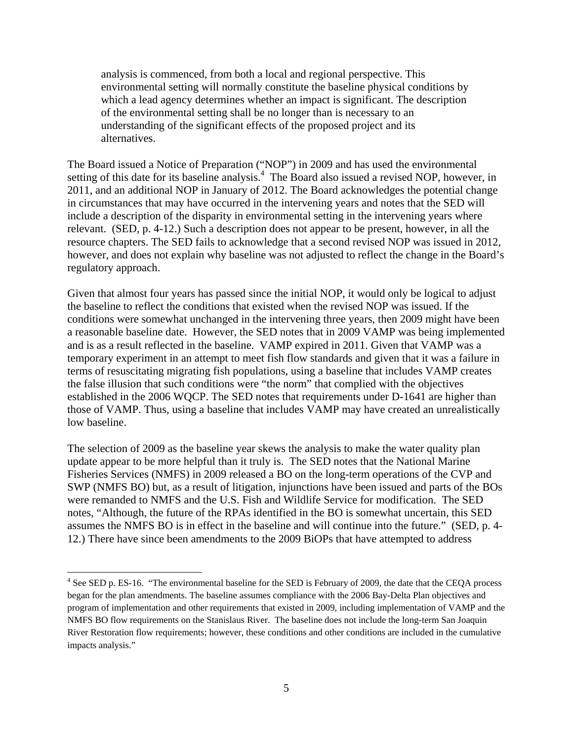> analysis is commenced, from both a local and regional perspective. This environmental setting will normally constitute the baseline physical conditions by which a lead agency determines whether an impact is significant. The description of the environmental setting shall be no longer than is necessary to an understanding of the significant effects of the proposed project and its alternatives.

The Board issued a Notice of Preparation ("NOP") in 2009 and has used the environmental setting of this date for its baseline analysis.[4] The Board also issued a revised NOP, however, in 2011, and an additional NOP in January of 2012. The Board acknowledges the potential change in circumstances that may have occurred in the intervening years and notes that the SED will include a description of the disparity in environmental setting in the intervening years where relevant. (SED, p. 4-12.) Such a description does not appear to be present, however, in all the resource chapters. The SED fails to acknowledge that a second revised NOP was issued in 2012, however, and does not explain why baseline was not adjusted to reflect the change in the Board's regulatory approach.

Given that almost four years has passed since the initial NOP, it would only be logical to adjust the baseline to reflect the conditions that existed when the revised NOP was issued. If the conditions were somewhat unchanged in the intervening three years, then 2009 might have been a reasonable baseline date. However, the SED notes that in 2009 VAMP was being implemented and is as a result reflected in the baseline. VAMP expired in 2011. Given that VAMP was a temporary experiment in an attempt to meet fish flow standards and given that it was a failure in terms of resuscitating migrating fish populations, using a baseline that includes VAMP creates the false illusion that such conditions were "the norm" that complied with the objectives established in the 2006 WQCP. The SED notes that requirements under D-1641 are higher than those of VAMP. Thus, using a baseline that includes VAMP may have created an unrealistically low baseline.

The selection of 2009 as the baseline year skews the analysis to make the water quality plan update appear to be more helpful than it truly is. The SED notes that the National Marine Fisheries Services (NMFS) in 2009 released a BO on the long-term operations of the CVP and SWP (NMFS BO) but, as a result of litigation, injunctions have been issued and parts of the BOs were remanded to NMFS and the U.S. Fish and Wildlife Service for modification. The SED notes, "Although, the future of the RPAs identified in the BO is somewhat uncertain, this SED assumes the NMFS BO is in effect in the baseline and will continue into the future." (SED, p. 4-12.) There have since been amendments to the 2009 BiOPs that have attempted to address

---

[4] See SED p. ES-16. "The environmental baseline for the SED is February of 2009, the date that the CEQA process began for the plan amendments. The baseline assumes compliance with the 2006 Bay-Delta Plan objectives and program of implementation and other requirements that existed in 2009, including implementation of VAMP and the NMFS BO flow requirements on the Stanislaus River. The baseline does not include the long-term San Joaquin River Restoration flow requirements; however, these conditions and other conditions are included in the cumulative impacts analysis."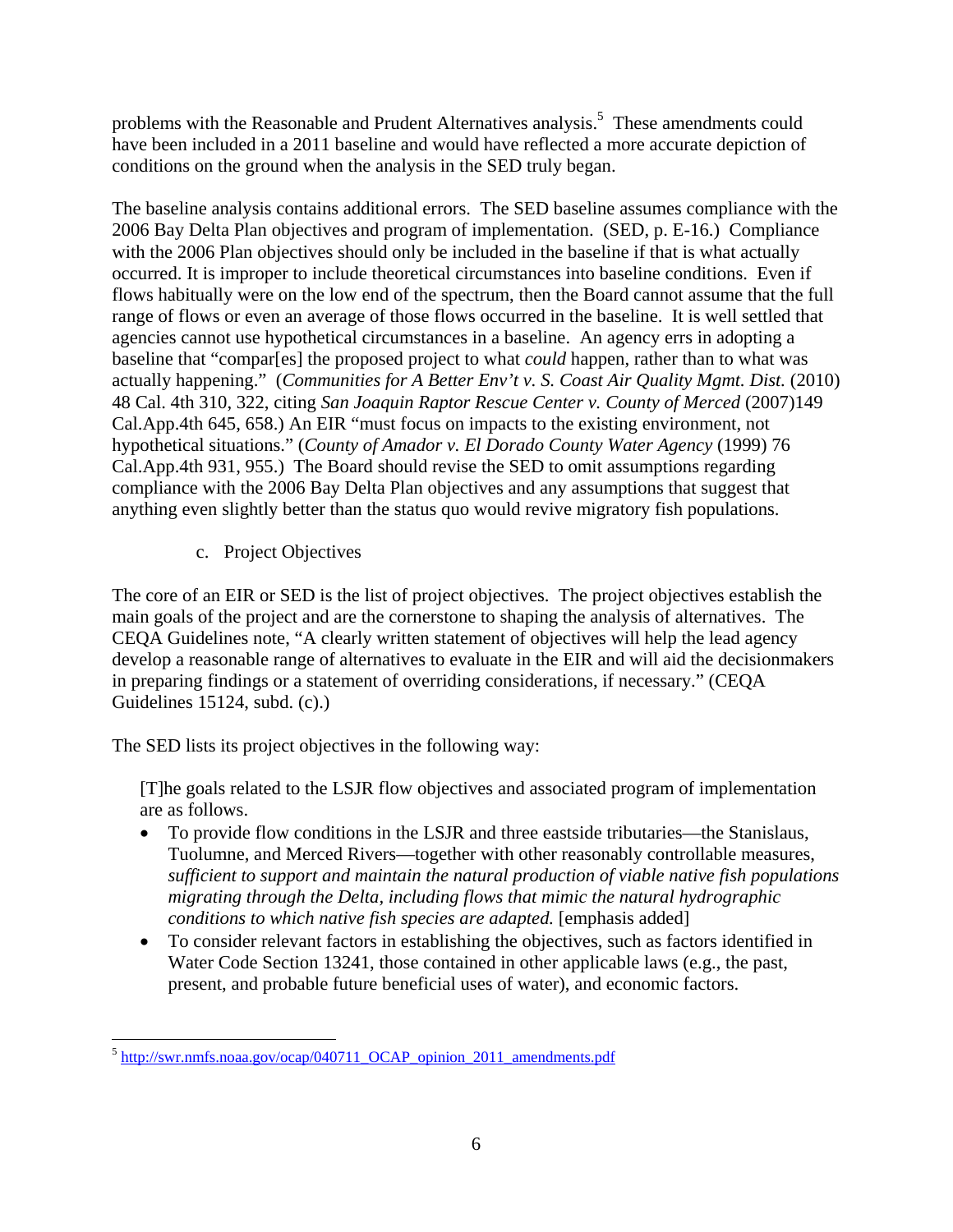problems with the Reasonable and Prudent Alternatives analysis.[5] These amendments could have been included in a 2011 baseline and would have reflected a more accurate depiction of conditions on the ground when the analysis in the SED truly began.

The baseline analysis contains additional errors. The SED baseline assumes compliance with the 2006 Bay Delta Plan objectives and program of implementation. (SED, p. E-16.) Compliance with the 2006 Plan objectives should only be included in the baseline if that is what actually occurred. It is improper to include theoretical circumstances into baseline conditions. Even if flows habitually were on the low end of the spectrum, then the Board cannot assume that the full range of flows or even an average of those flows occurred in the baseline. It is well settled that agencies cannot use hypothetical circumstances in a baseline. An agency errs in adopting a baseline that "compar[es] the proposed project to what *could* happen, rather than to what was actually happening." (*Communities for A Better Env't v. S. Coast Air Quality Mgmt. Dist.* (2010) 48 Cal. 4th 310, 322, citing *San Joaquin Raptor Rescue Center v. County of Merced* (2007)149 Cal.App.4th 645, 658.) An EIR "must focus on impacts to the existing environment, not hypothetical situations." (*County of Amador v. El Dorado County Water Agency* (1999) 76 Cal.App.4th 931, 955.) The Board should revise the SED to omit assumptions regarding compliance with the 2006 Bay Delta Plan objectives and any assumptions that suggest that anything even slightly better than the status quo would revive migratory fish populations.

c. Project Objectives

The core of an EIR or SED is the list of project objectives. The project objectives establish the main goals of the project and are the cornerstone to shaping the analysis of alternatives. The CEQA Guidelines note, "A clearly written statement of objectives will help the lead agency develop a reasonable range of alternatives to evaluate in the EIR and will aid the decisionmakers in preparing findings or a statement of overriding considerations, if necessary." (CEQA Guidelines 15124, subd. (c).)

The SED lists its project objectives in the following way:

> [T]he goals related to the LSJR flow objectives and associated program of implementation are as follows.
>
> - To provide flow conditions in the LSJR and three eastside tributaries—the Stanislaus, Tuolumne, and Merced Rivers—together with other reasonably controllable measures, *sufficient to support and maintain the natural production of viable native fish populations migrating through the Delta, including flows that mimic the natural hydrographic conditions to which native fish species are adapted.* [emphasis added]
> - To consider relevant factors in establishing the objectives, such as factors identified in Water Code Section 13241, those contained in other applicable laws (e.g., the past, present, and probable future beneficial uses of water), and economic factors.

[5] http://swr.nmfs.noaa.gov/ocap/040711_OCAP_opinion_2011_amendments.pdf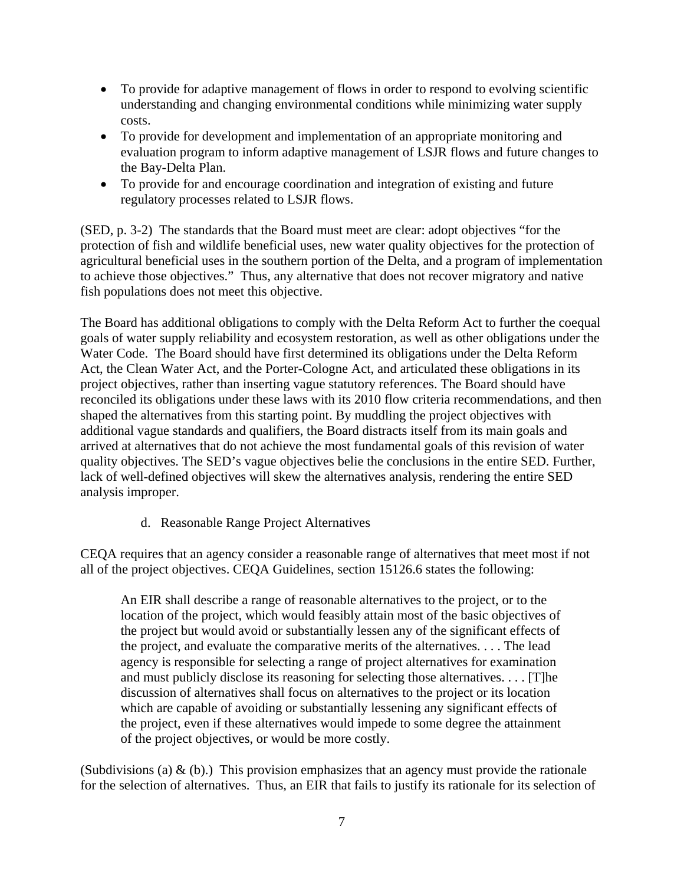- To provide for adaptive management of flows in order to respond to evolving scientific understanding and changing environmental conditions while minimizing water supply costs.
- To provide for development and implementation of an appropriate monitoring and evaluation program to inform adaptive management of LSJR flows and future changes to the Bay-Delta Plan.
- To provide for and encourage coordination and integration of existing and future regulatory processes related to LSJR flows.

(SED, p. 3-2) The standards that the Board must meet are clear: adopt objectives "for the protection of fish and wildlife beneficial uses, new water quality objectives for the protection of agricultural beneficial uses in the southern portion of the Delta, and a program of implementation to achieve those objectives." Thus, any alternative that does not recover migratory and native fish populations does not meet this objective.

The Board has additional obligations to comply with the Delta Reform Act to further the coequal goals of water supply reliability and ecosystem restoration, as well as other obligations under the Water Code. The Board should have first determined its obligations under the Delta Reform Act, the Clean Water Act, and the Porter-Cologne Act, and articulated these obligations in its project objectives, rather than inserting vague statutory references. The Board should have reconciled its obligations under these laws with its 2010 flow criteria recommendations, and then shaped the alternatives from this starting point. By muddling the project objectives with additional vague standards and qualifiers, the Board distracts itself from its main goals and arrived at alternatives that do not achieve the most fundamental goals of this revision of water quality objectives. The SED's vague objectives belie the conclusions in the entire SED. Further, lack of well-defined objectives will skew the alternatives analysis, rendering the entire SED analysis improper.

d. Reasonable Range Project Alternatives

CEQA requires that an agency consider a reasonable range of alternatives that meet most if not all of the project objectives. CEQA Guidelines, section 15126.6 states the following:

> An EIR shall describe a range of reasonable alternatives to the project, or to the location of the project, which would feasibly attain most of the basic objectives of the project but would avoid or substantially lessen any of the significant effects of the project, and evaluate the comparative merits of the alternatives. . . . The lead agency is responsible for selecting a range of project alternatives for examination and must publicly disclose its reasoning for selecting those alternatives. . . . [T]he discussion of alternatives shall focus on alternatives to the project or its location which are capable of avoiding or substantially lessening any significant effects of the project, even if these alternatives would impede to some degree the attainment of the project objectives, or would be more costly.

(Subdivisions (a) & (b).) This provision emphasizes that an agency must provide the rationale for the selection of alternatives. Thus, an EIR that fails to justify its rationale for its selection of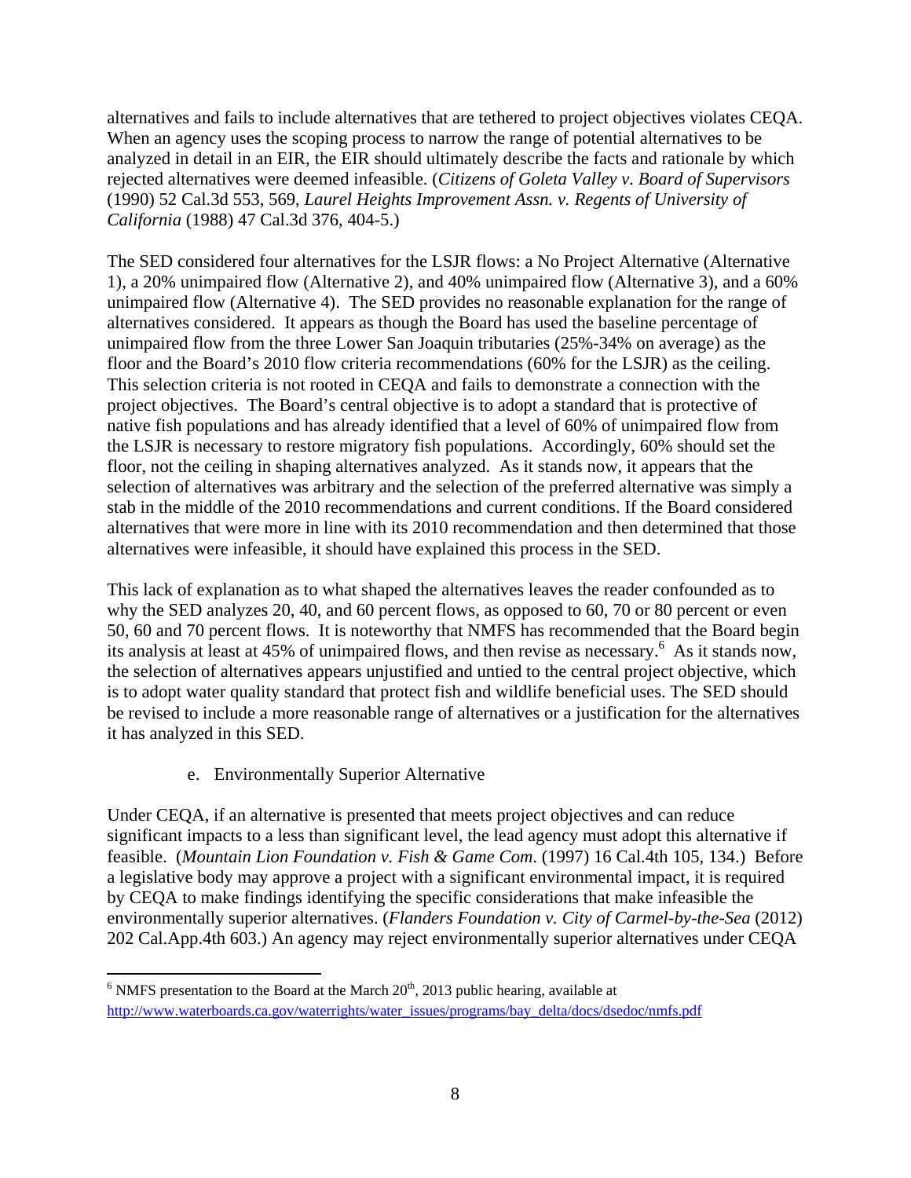alternatives and fails to include alternatives that are tethered to project objectives violates CEQA. When an agency uses the scoping process to narrow the range of potential alternatives to be analyzed in detail in an EIR, the EIR should ultimately describe the facts and rationale by which rejected alternatives were deemed infeasible. (*Citizens of Goleta Valley v. Board of Supervisors* (1990) 52 Cal.3d 553, 569, *Laurel Heights Improvement Assn. v. Regents of University of California* (1988) 47 Cal.3d 376, 404-5.)

The SED considered four alternatives for the LSJR flows: a No Project Alternative (Alternative 1), a 20% unimpaired flow (Alternative 2), and 40% unimpaired flow (Alternative 3), and a 60% unimpaired flow (Alternative 4). The SED provides no reasonable explanation for the range of alternatives considered. It appears as though the Board has used the baseline percentage of unimpaired flow from the three Lower San Joaquin tributaries (25%-34% on average) as the floor and the Board's 2010 flow criteria recommendations (60% for the LSJR) as the ceiling. This selection criteria is not rooted in CEQA and fails to demonstrate a connection with the project objectives. The Board's central objective is to adopt a standard that is protective of native fish populations and has already identified that a level of 60% of unimpaired flow from the LSJR is necessary to restore migratory fish populations. Accordingly, 60% should set the floor, not the ceiling in shaping alternatives analyzed. As it stands now, it appears that the selection of alternatives was arbitrary and the selection of the preferred alternative was simply a stab in the middle of the 2010 recommendations and current conditions. If the Board considered alternatives that were more in line with its 2010 recommendation and then determined that those alternatives were infeasible, it should have explained this process in the SED.

This lack of explanation as to what shaped the alternatives leaves the reader confounded as to why the SED analyzes 20, 40, and 60 percent flows, as opposed to 60, 70 or 80 percent or even 50, 60 and 70 percent flows. It is noteworthy that NMFS has recommended that the Board begin its analysis at least at 45% of unimpaired flows, and then revise as necessary.[6] As it stands now, the selection of alternatives appears unjustified and untied to the central project objective, which is to adopt water quality standard that protect fish and wildlife beneficial uses. The SED should be revised to include a more reasonable range of alternatives or a justification for the alternatives it has analyzed in this SED.

e. Environmentally Superior Alternative

Under CEQA, if an alternative is presented that meets project objectives and can reduce significant impacts to a less than significant level, the lead agency must adopt this alternative if feasible. (*Mountain Lion Foundation v. Fish & Game Com.* (1997) 16 Cal.4th 105, 134.) Before a legislative body may approve a project with a significant environmental impact, it is required by CEQA to make findings identifying the specific considerations that make infeasible the environmentally superior alternatives. (*Flanders Foundation v. City of Carmel-by-the-Sea* (2012) 202 Cal.App.4th 603.) An agency may reject environmentally superior alternatives under CEQA

[6] NMFS presentation to the Board at the March 20th, 2013 public hearing, available at http://www.waterboards.ca.gov/waterrights/water_issues/programs/bay_delta/docs/dsedoc/nmfs.pdf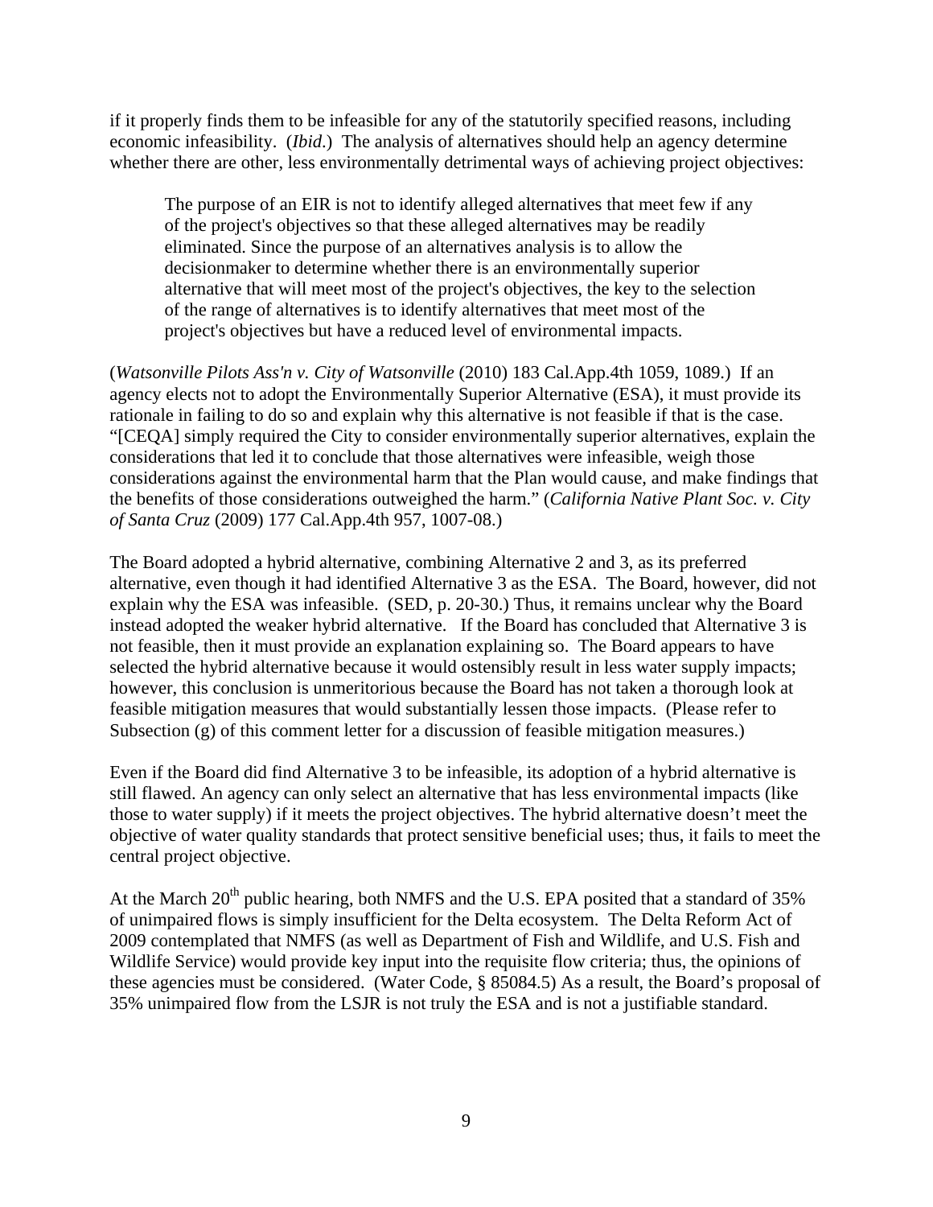if it properly finds them to be infeasible for any of the statutorily specified reasons, including economic infeasibility. (*Ibid*.) The analysis of alternatives should help an agency determine whether there are other, less environmentally detrimental ways of achieving project objectives:

> The purpose of an EIR is not to identify alleged alternatives that meet few if any of the project's objectives so that these alleged alternatives may be readily eliminated. Since the purpose of an alternatives analysis is to allow the decisionmaker to determine whether there is an environmentally superior alternative that will meet most of the project's objectives, the key to the selection of the range of alternatives is to identify alternatives that meet most of the project's objectives but have a reduced level of environmental impacts.

(*Watsonville Pilots Ass'n v. City of Watsonville* (2010) 183 Cal.App.4th 1059, 1089.) If an agency elects not to adopt the Environmentally Superior Alternative (ESA), it must provide its rationale in failing to do so and explain why this alternative is not feasible if that is the case. "[CEQA] simply required the City to consider environmentally superior alternatives, explain the considerations that led it to conclude that those alternatives were infeasible, weigh those considerations against the environmental harm that the Plan would cause, and make findings that the benefits of those considerations outweighed the harm." (*California Native Plant Soc. v. City of Santa Cruz* (2009) 177 Cal.App.4th 957, 1007-08.)

The Board adopted a hybrid alternative, combining Alternative 2 and 3, as its preferred alternative, even though it had identified Alternative 3 as the ESA. The Board, however, did not explain why the ESA was infeasible. (SED, p. 20-30.) Thus, it remains unclear why the Board instead adopted the weaker hybrid alternative. If the Board has concluded that Alternative 3 is not feasible, then it must provide an explanation explaining so. The Board appears to have selected the hybrid alternative because it would ostensibly result in less water supply impacts; however, this conclusion is unmeritorious because the Board has not taken a thorough look at feasible mitigation measures that would substantially lessen those impacts. (Please refer to Subsection (g) of this comment letter for a discussion of feasible mitigation measures.)

Even if the Board did find Alternative 3 to be infeasible, its adoption of a hybrid alternative is still flawed. An agency can only select an alternative that has less environmental impacts (like those to water supply) if it meets the project objectives. The hybrid alternative doesn't meet the objective of water quality standards that protect sensitive beneficial uses; thus, it fails to meet the central project objective.

At the March 20th public hearing, both NMFS and the U.S. EPA posited that a standard of 35% of unimpaired flows is simply insufficient for the Delta ecosystem. The Delta Reform Act of 2009 contemplated that NMFS (as well as Department of Fish and Wildlife, and U.S. Fish and Wildlife Service) would provide key input into the requisite flow criteria; thus, the opinions of these agencies must be considered. (Water Code, § 85084.5) As a result, the Board's proposal of 35% unimpaired flow from the LSJR is not truly the ESA and is not a justifiable standard.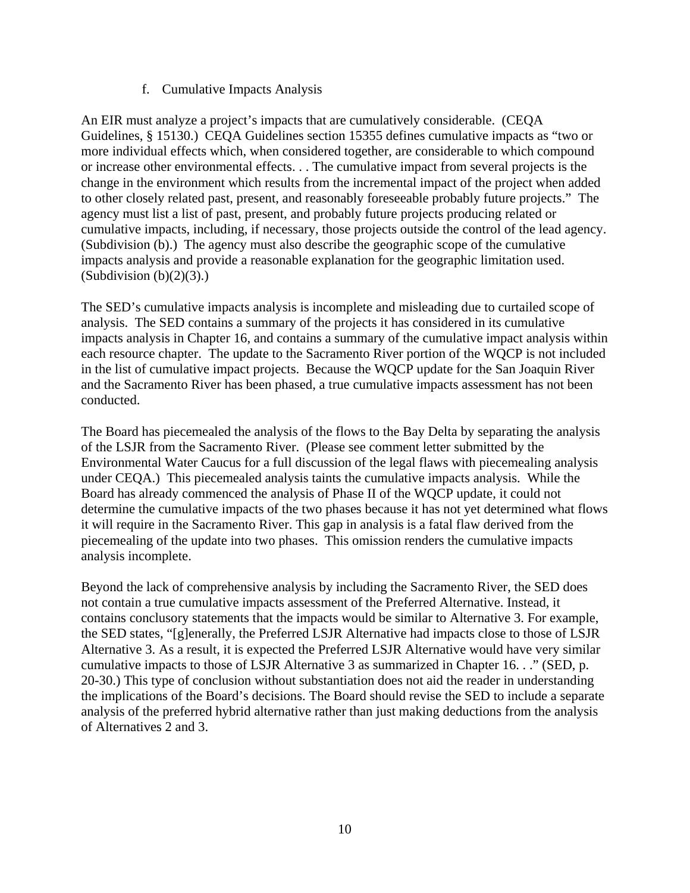f. Cumulative Impacts Analysis

An EIR must analyze a project's impacts that are cumulatively considerable. (CEQA Guidelines, § 15130.) CEQA Guidelines section 15355 defines cumulative impacts as "two or more individual effects which, when considered together, are considerable to which compound or increase other environmental effects. . . The cumulative impact from several projects is the change in the environment which results from the incremental impact of the project when added to other closely related past, present, and reasonably foreseeable probably future projects." The agency must list a list of past, present, and probably future projects producing related or cumulative impacts, including, if necessary, those projects outside the control of the lead agency. (Subdivision (b).) The agency must also describe the geographic scope of the cumulative impacts analysis and provide a reasonable explanation for the geographic limitation used. (Subdivision (b)(2)(3).)

The SED's cumulative impacts analysis is incomplete and misleading due to curtailed scope of analysis. The SED contains a summary of the projects it has considered in its cumulative impacts analysis in Chapter 16, and contains a summary of the cumulative impact analysis within each resource chapter. The update to the Sacramento River portion of the WQCP is not included in the list of cumulative impact projects. Because the WQCP update for the San Joaquin River and the Sacramento River has been phased, a true cumulative impacts assessment has not been conducted.

The Board has piecemealed the analysis of the flows to the Bay Delta by separating the analysis of the LSJR from the Sacramento River. (Please see comment letter submitted by the Environmental Water Caucus for a full discussion of the legal flaws with piecemealing analysis under CEQA.) This piecemealed analysis taints the cumulative impacts analysis. While the Board has already commenced the analysis of Phase II of the WQCP update, it could not determine the cumulative impacts of the two phases because it has not yet determined what flows it will require in the Sacramento River. This gap in analysis is a fatal flaw derived from the piecemealing of the update into two phases. This omission renders the cumulative impacts analysis incomplete.

Beyond the lack of comprehensive analysis by including the Sacramento River, the SED does not contain a true cumulative impacts assessment of the Preferred Alternative. Instead, it contains conclusory statements that the impacts would be similar to Alternative 3. For example, the SED states, "[g]enerally, the Preferred LSJR Alternative had impacts close to those of LSJR Alternative 3. As a result, it is expected the Preferred LSJR Alternative would have very similar cumulative impacts to those of LSJR Alternative 3 as summarized in Chapter 16. . ." (SED, p. 20-30.) This type of conclusion without substantiation does not aid the reader in understanding the implications of the Board's decisions. The Board should revise the SED to include a separate analysis of the preferred hybrid alternative rather than just making deductions from the analysis of Alternatives 2 and 3.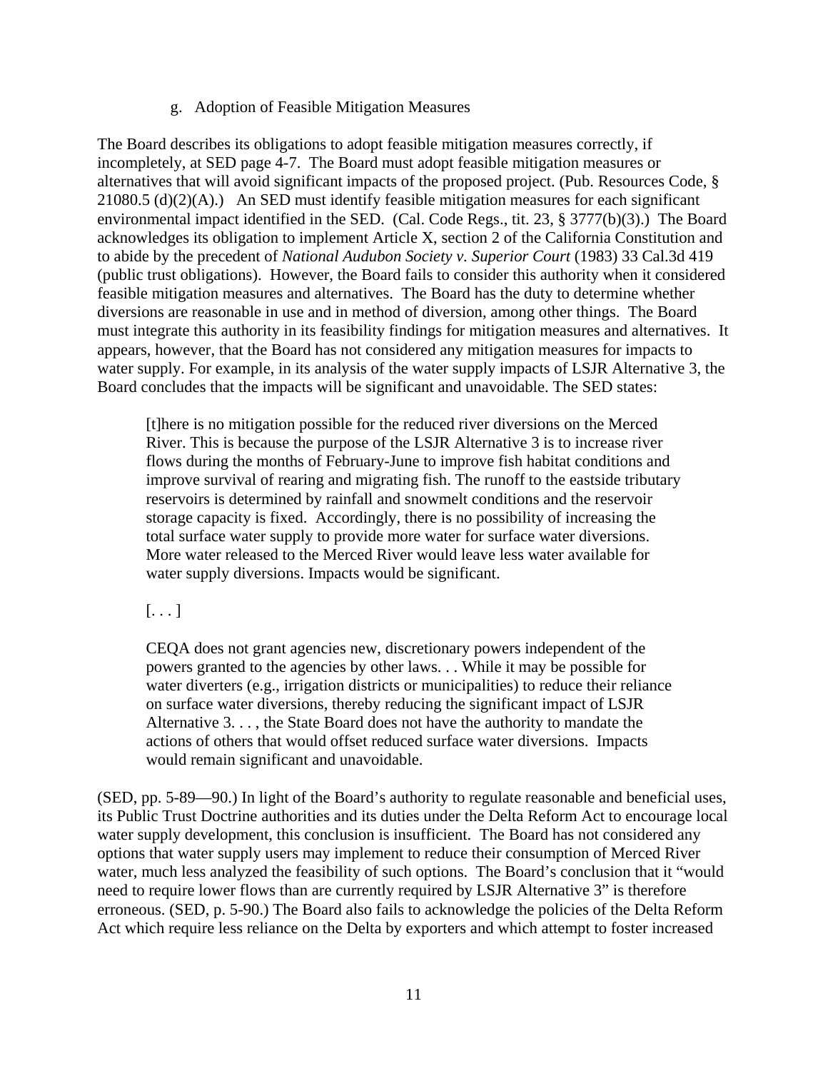g. Adoption of Feasible Mitigation Measures

The Board describes its obligations to adopt feasible mitigation measures correctly, if incompletely, at SED page 4-7. The Board must adopt feasible mitigation measures or alternatives that will avoid significant impacts of the proposed project. (Pub. Resources Code, § 21080.5 (d)(2)(A).) An SED must identify feasible mitigation measures for each significant environmental impact identified in the SED. (Cal. Code Regs., tit. 23, § 3777(b)(3).) The Board acknowledges its obligation to implement Article X, section 2 of the California Constitution and to abide by the precedent of *National Audubon Society v. Superior Court* (1983) 33 Cal.3d 419 (public trust obligations). However, the Board fails to consider this authority when it considered feasible mitigation measures and alternatives. The Board has the duty to determine whether diversions are reasonable in use and in method of diversion, among other things. The Board must integrate this authority in its feasibility findings for mitigation measures and alternatives. It appears, however, that the Board has not considered any mitigation measures for impacts to water supply. For example, in its analysis of the water supply impacts of LSJR Alternative 3, the Board concludes that the impacts will be significant and unavoidable. The SED states:

> [t]here is no mitigation possible for the reduced river diversions on the Merced River. This is because the purpose of the LSJR Alternative 3 is to increase river flows during the months of February-June to improve fish habitat conditions and improve survival of rearing and migrating fish. The runoff to the eastside tributary reservoirs is determined by rainfall and snowmelt conditions and the reservoir storage capacity is fixed. Accordingly, there is no possibility of increasing the total surface water supply to provide more water for surface water diversions. More water released to the Merced River would leave less water available for water supply diversions. Impacts would be significant.
>
> [. . . ]
>
> CEQA does not grant agencies new, discretionary powers independent of the powers granted to the agencies by other laws. . . While it may be possible for water diverters (e.g., irrigation districts or municipalities) to reduce their reliance on surface water diversions, thereby reducing the significant impact of LSJR Alternative 3. . . , the State Board does not have the authority to mandate the actions of others that would offset reduced surface water diversions. Impacts would remain significant and unavoidable.

(SED, pp. 5-89—90.) In light of the Board's authority to regulate reasonable and beneficial uses, its Public Trust Doctrine authorities and its duties under the Delta Reform Act to encourage local water supply development, this conclusion is insufficient. The Board has not considered any options that water supply users may implement to reduce their consumption of Merced River water, much less analyzed the feasibility of such options. The Board's conclusion that it "would need to require lower flows than are currently required by LSJR Alternative 3" is therefore erroneous. (SED, p. 5-90.) The Board also fails to acknowledge the policies of the Delta Reform Act which require less reliance on the Delta by exporters and which attempt to foster increased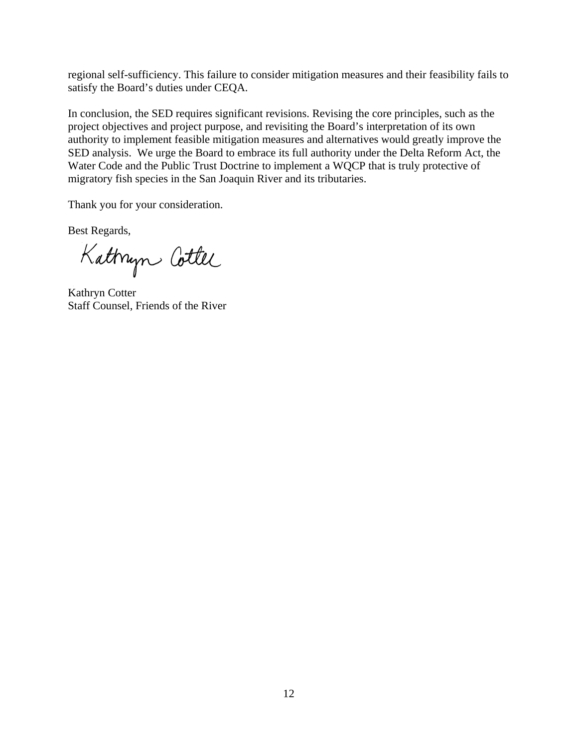regional self-sufficiency. This failure to consider mitigation measures and their feasibility fails to satisfy the Board's duties under CEQA.

In conclusion, the SED requires significant revisions. Revising the core principles, such as the project objectives and project purpose, and revisiting the Board's interpretation of its own authority to implement feasible mitigation measures and alternatives would greatly improve the SED analysis. We urge the Board to embrace its full authority under the Delta Reform Act, the Water Code and the Public Trust Doctrine to implement a WQCP that is truly protective of migratory fish species in the San Joaquin River and its tributaries.

Thank you for your consideration.

Best Regards,

Kathryn Cotter

Kathryn Cotter
Staff Counsel, Friends of the River